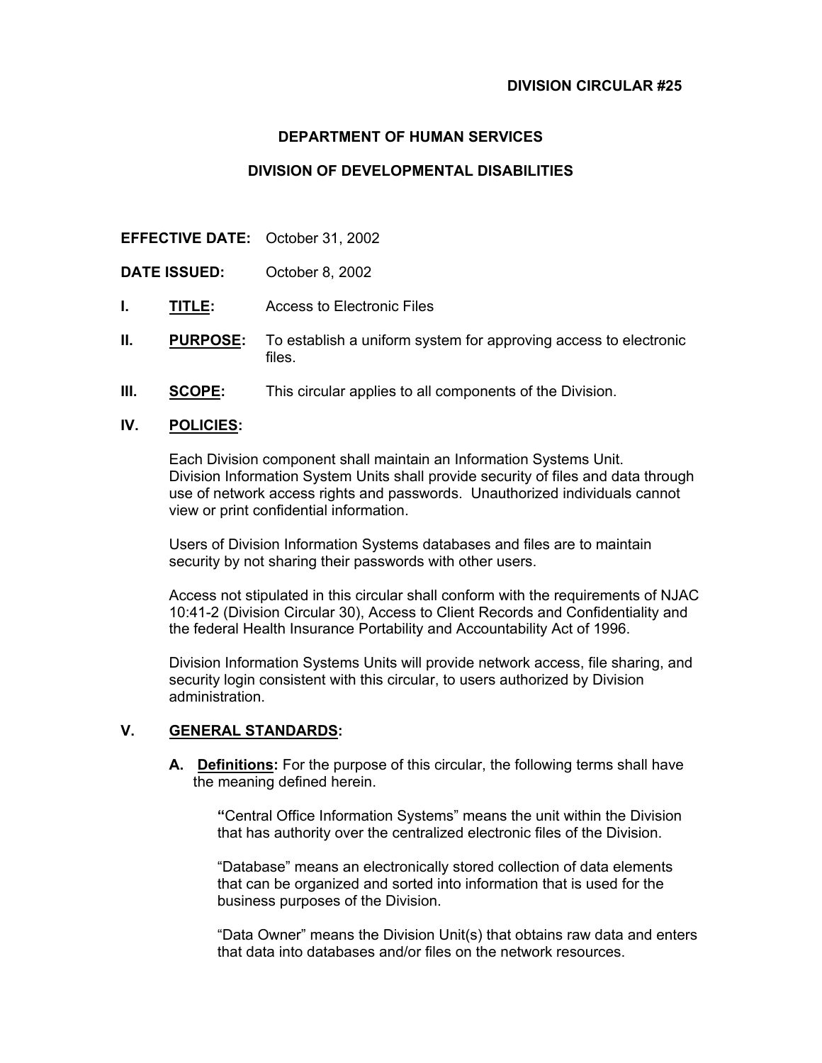**DIVISION CIRCULAR #25**

# DEPARTMENT OF HUMAN SERVICES

## DIVISION OF DEVELOPMENTAL DISABILITIES

**EFFECTIVE DATE:** October 31, 2002

**DATE ISSUED:** October 8, 2002

**I. TITLE:** Access to Electronic Files

**II. PURPOSE:** To establish a uniform system for approving access to electronic files.

**III. SCOPE:** This circular applies to all components of the Division.

**IV. POLICIES:**

Each Division component shall maintain an Information Systems Unit. Division Information System Units shall provide security of files and data through use of network access rights and passwords. Unauthorized individuals cannot view or print confidential information.

Users of Division Information Systems databases and files are to maintain security by not sharing their passwords with other users.

Access not stipulated in this circular shall conform with the requirements of NJAC 10:41-2 (Division Circular 30), Access to Client Records and Confidentiality and the federal Health Insurance Portability and Accountability Act of 1996.

Division Information Systems Units will provide network access, file sharing, and security login consistent with this circular, to users authorized by Division administration.

**V. GENERAL STANDARDS:**

**A. Definitions:** For the purpose of this circular, the following terms shall have the meaning defined herein.

"Central Office Information Systems" means the unit within the Division that has authority over the centralized electronic files of the Division.

"Database" means an electronically stored collection of data elements that can be organized and sorted into information that is used for the business purposes of the Division.

"Data Owner" means the Division Unit(s) that obtains raw data and enters that data into databases and/or files on the network resources.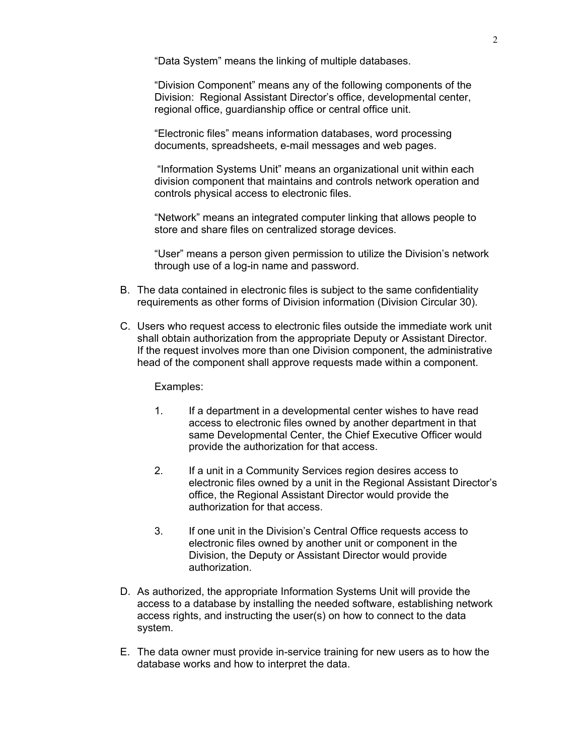"Data System" means the linking of multiple databases.

"Division Component" means any of the following components of the Division: Regional Assistant Director's office, developmental center, regional office, guardianship office or central office unit.

"Electronic files" means information databases, word processing documents, spreadsheets, e-mail messages and web pages.

"Information Systems Unit" means an organizational unit within each division component that maintains and controls network operation and controls physical access to electronic files.

"Network" means an integrated computer linking that allows people to store and share files on centralized storage devices.

"User" means a person given permission to utilize the Division's network through use of a log-in name and password.

B. The data contained in electronic files is subject to the same confidentiality requirements as other forms of Division information (Division Circular 30).

C. Users who request access to electronic files outside the immediate work unit shall obtain authorization from the appropriate Deputy or Assistant Director. If the request involves more than one Division component, the administrative head of the component shall approve requests made within a component.

   Examples:

   1. If a department in a developmental center wishes to have read access to electronic files owned by another department in that same Developmental Center, the Chief Executive Officer would provide the authorization for that access.

   2. If a unit in a Community Services region desires access to electronic files owned by a unit in the Regional Assistant Director's office, the Regional Assistant Director would provide the authorization for that access.

   3. If one unit in the Division's Central Office requests access to electronic files owned by another unit or component in the Division, the Deputy or Assistant Director would provide authorization.

D. As authorized, the appropriate Information Systems Unit will provide the access to a database by installing the needed software, establishing network access rights, and instructing the user(s) on how to connect to the data system.

E. The data owner must provide in-service training for new users as to how the database works and how to interpret the data.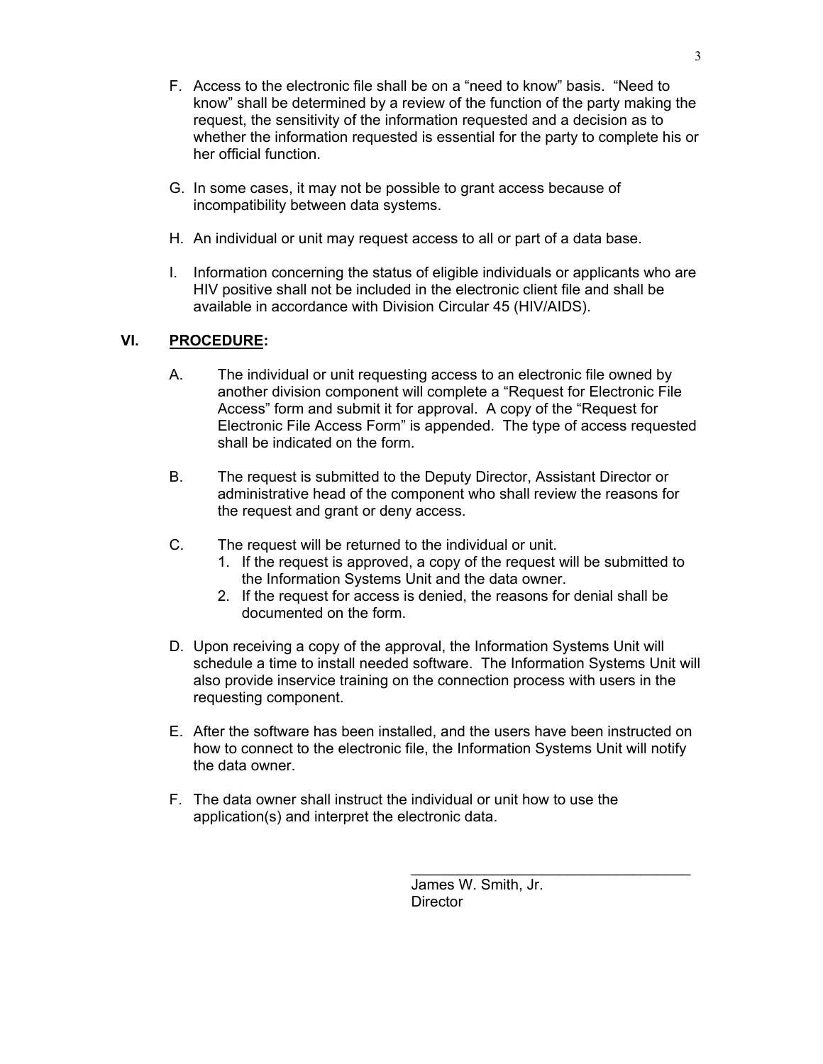F. Access to the electronic file shall be on a "need to know" basis. "Need to know" shall be determined by a review of the function of the party making the request, the sensitivity of the information requested and a decision as to whether the information requested is essential for the party to complete his or her official function.

G. In some cases, it may not be possible to grant access because of incompatibility between data systems.

H. An individual or unit may request access to all or part of a data base.

I. Information concerning the status of eligible individuals or applicants who are HIV positive shall not be included in the electronic client file and shall be available in accordance with Division Circular 45 (HIV/AIDS).

## VI. **PROCEDURE:**

A. The individual or unit requesting access to an electronic file owned by another division component will complete a "Request for Electronic File Access" form and submit it for approval. A copy of the "Request for Electronic File Access Form" is appended. The type of access requested shall be indicated on the form.

B. The request is submitted to the Deputy Director, Assistant Director or administrative head of the component who shall review the reasons for the request and grant or deny access.

C. The request will be returned to the individual or unit.
   1. If the request is approved, a copy of the request will be submitted to the Information Systems Unit and the data owner.
   2. If the request for access is denied, the reasons for denial shall be documented on the form.

D. Upon receiving a copy of the approval, the Information Systems Unit will schedule a time to install needed software. The Information Systems Unit will also provide inservice training on the connection process with users in the requesting component.

E. After the software has been installed, and the users have been instructed on how to connect to the electronic file, the Information Systems Unit will notify the data owner.

F. The data owner shall instruct the individual or unit how to use the application(s) and interpret the electronic data.

\_\_\_\_\_\_\_\_\_\_\_\_\_\_\_\_\_\_\_\_\_\_\_\_\_\_\_\_\_\_\_\_\_\_\_

James W. Smith, Jr.
Director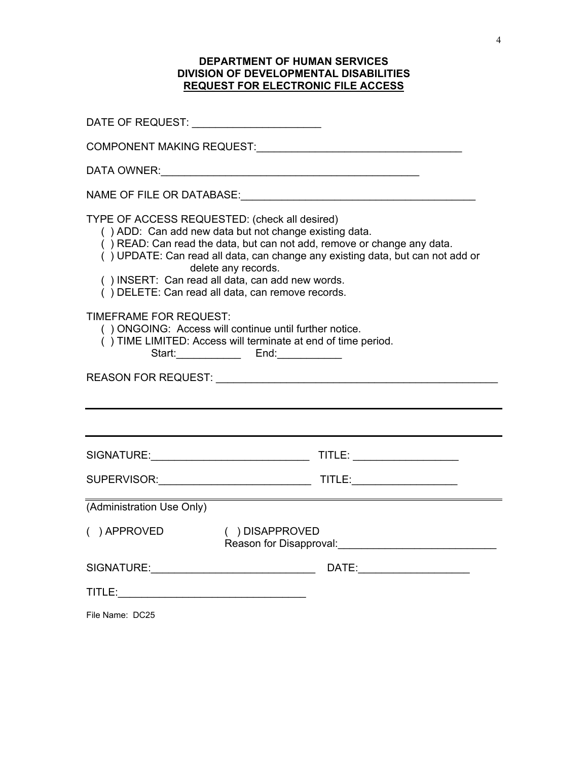**DEPARTMENT OF HUMAN SERVICES**
**DIVISION OF DEVELOPMENTAL DISABILITIES**
**REQUEST FOR ELECTRONIC FILE ACCESS**

DATE OF REQUEST: ______________________

COMPONENT MAKING REQUEST:___________________________________

DATA OWNER:____________________________________________

NAME OF FILE OR DATABASE:________________________________________

TYPE OF ACCESS REQUESTED: (check all desired)

( ) ADD: Can add new data but not change existing data.
( ) READ: Can read the data, but can not add, remove or change any data.
( ) UPDATE: Can read all data, can change any existing data, but can not add or delete any records.
( ) INSERT: Can read all data, can add new words.
( ) DELETE: Can read all data, can remove records.

TIMEFRAME FOR REQUEST:

( ) ONGOING: Access will continue until further notice.
( ) TIME LIMITED: Access will terminate at end of time period.
Start:___________ End:___________

REASON FOR REQUEST: ________________________________________________

________________________________________________________________________

________________________________________________________________________

SIGNATURE:___________________________ TITLE: __________________

SUPERVISOR:__________________________ TITLE:__________________

---

(Administration Use Only)

( ) APPROVED ( ) DISAPPROVED
Reason for Disapproval:___________________________

SIGNATURE:____________________________ DATE:___________________

TITLE:________________________________

File Name: DC25